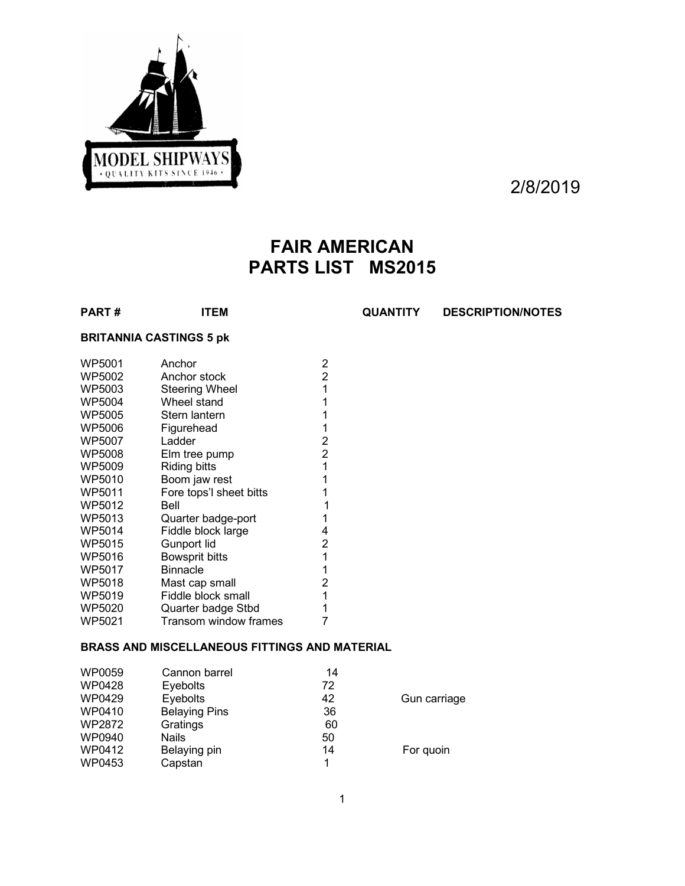MODEL SHIPWAYS
• QUALITY KITS SINCE 1946 •

2/8/2019

# FAIR AMERICAN
# PARTS LIST MS2015

| PART # | ITEM | QUANTITY | DESCRIPTION/NOTES |
|---|---|---|---|
| **BRITANNIA CASTINGS 5 pk** | | | |
| WP5001 | Anchor | 2 | |
| WP5002 | Anchor stock | 2 | |
| WP5003 | Steering Wheel | 1 | |
| WP5004 | Wheel stand | 1 | |
| WP5005 | Stern lantern | 1 | |
| WP5006 | Figurehead | 1 | |
| WP5007 | Ladder | 2 | |
| WP5008 | Elm tree pump | 2 | |
| WP5009 | Riding bitts | 1 | |
| WP5010 | Boom jaw rest | 1 | |
| WP5011 | Fore tops'l sheet bitts | 1 | |
| WP5012 | Bell | 1 | |
| WP5013 | Quarter badge-port | 1 | |
| WP5014 | Fiddle block large | 4 | |
| WP5015 | Gunport lid | 2 | |
| WP5016 | Bowsprit bitts | 1 | |
| WP5017 | Binnacle | 1 | |
| WP5018 | Mast cap small | 2 | |
| WP5019 | Fiddle block small | 1 | |
| WP5020 | Quarter badge Stbd | 1 | |
| WP5021 | Transom window frames | 7 | |
| **BRASS AND MISCELLANEOUS FITTINGS AND MATERIAL** | | | |
| WP0059 | Cannon barrel | 14 | |
| WP0428 | Eyebolts | 72 | |
| WP0429 | Eyebolts | 42 | Gun carriage |
| WP0410 | Belaying Pins | 36 | |
| WP2872 | Gratings | 60 | |
| WP0940 | Nails | 50 | |
| WP0412 | Belaying pin | 14 | For quoin |
| WP0453 | Capstan | 1 | |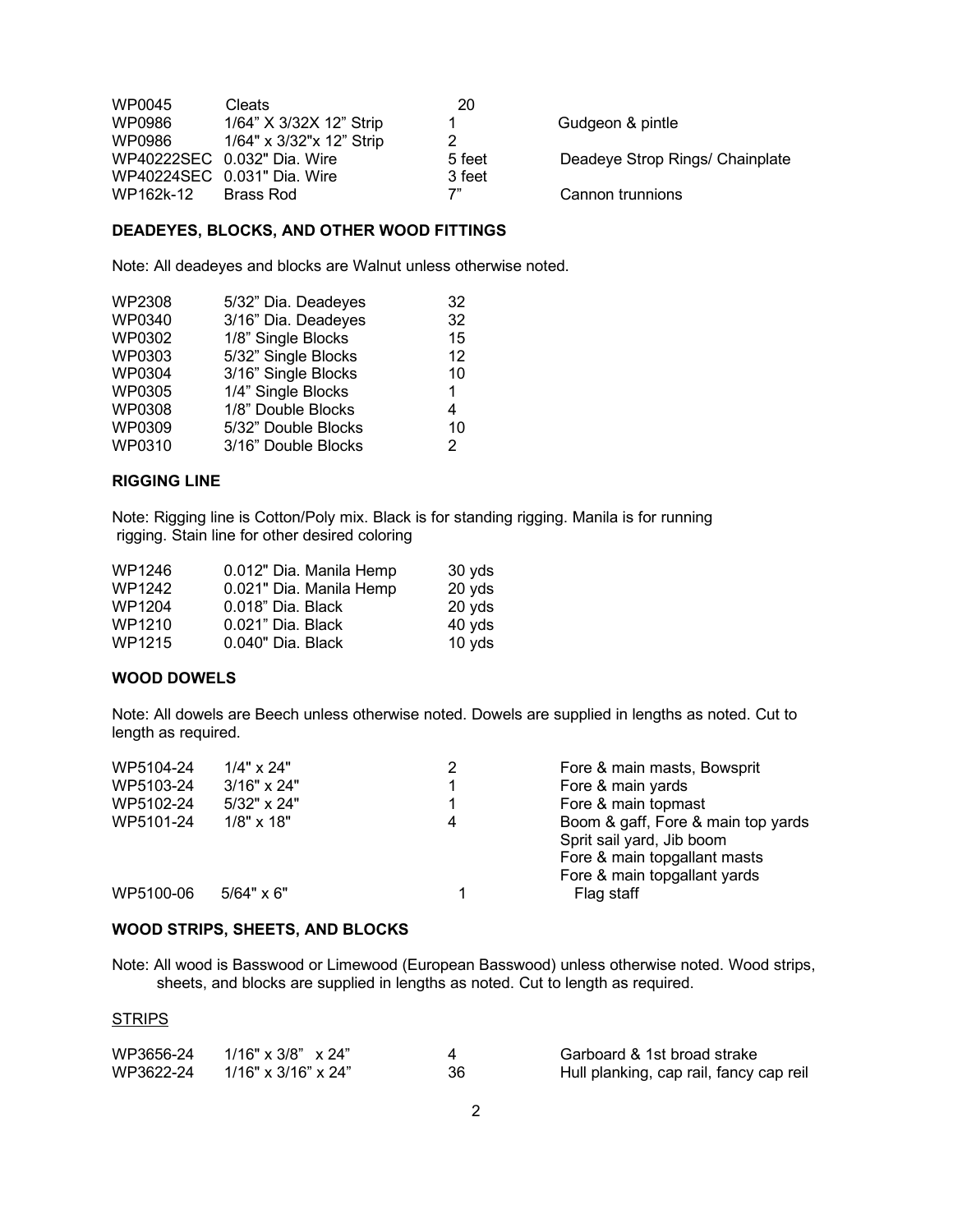| | | | |
|---|---|---|---|
| WP0045 | Cleats | 20 | |
| WP0986 | 1/64" X 3/32X 12" Strip | 1 | Gudgeon & pintle |
| WP0986 | 1/64" x 3/32"x 12" Strip | 2 | |
| WP40222SEC | 0.032" Dia. Wire | 5 feet | Deadeye Strop Rings/ Chainplate |
| WP40224SEC | 0.031" Dia. Wire | 3 feet | |
| WP162k-12 | Brass Rod | 7" | Cannon trunnions |

**DEADEYES, BLOCKS, AND OTHER WOOD FITTINGS**

Note: All deadeyes and blocks are Walnut unless otherwise noted.

| | | |
|---|---|---|
| WP2308 | 5/32" Dia. Deadeyes | 32 |
| WP0340 | 3/16" Dia. Deadeyes | 32 |
| WP0302 | 1/8" Single Blocks | 15 |
| WP0303 | 5/32" Single Blocks | 12 |
| WP0304 | 3/16" Single Blocks | 10 |
| WP0305 | 1/4" Single Blocks | 1 |
| WP0308 | 1/8" Double Blocks | 4 |
| WP0309 | 5/32" Double Blocks | 10 |
| WP0310 | 3/16" Double Blocks | 2 |

**RIGGING LINE**

Note: Rigging line is Cotton/Poly mix. Black is for standing rigging. Manila is for running rigging. Stain line for other desired coloring

| | | |
|---|---|---|
| WP1246 | 0.012" Dia. Manila Hemp | 30 yds |
| WP1242 | 0.021" Dia. Manila Hemp | 20 yds |
| WP1204 | 0.018" Dia. Black | 20 yds |
| WP1210 | 0.021" Dia. Black | 40 yds |
| WP1215 | 0.040" Dia. Black | 10 yds |

**WOOD DOWELS**

Note: All dowels are Beech unless otherwise noted. Dowels are supplied in lengths as noted. Cut to length as required.

| | | | |
|---|---|---|---|
| WP5104-24 | 1/4" x 24" | 2 | Fore & main masts, Bowsprit |
| WP5103-24 | 3/16" x 24" | 1 | Fore & main yards |
| WP5102-24 | 5/32" x 24" | 1 | Fore & main topmast |
| WP5101-24 | 1/8" x 18" | 4 | Boom & gaff, Fore & main top yards<br>Sprit sail yard, Jib boom<br>Fore & main topgallant masts<br>Fore & main topgallant yards |
| WP5100-06 | 5/64" x 6" | 1 | Flag staff |

**WOOD STRIPS, SHEETS, AND BLOCKS**

Note: All wood is Basswood or Limewood (European Basswood) unless otherwise noted. Wood strips, sheets, and blocks are supplied in lengths as noted. Cut to length as required.

STRIPS

| | | | |
|---|---|---|---|
| WP3656-24 | 1/16" x 3/8" x 24" | 4 | Garboard & 1st broad strake |
| WP3622-24 | 1/16" x 3/16" x 24" | 36 | Hull planking, cap rail, fancy cap reil |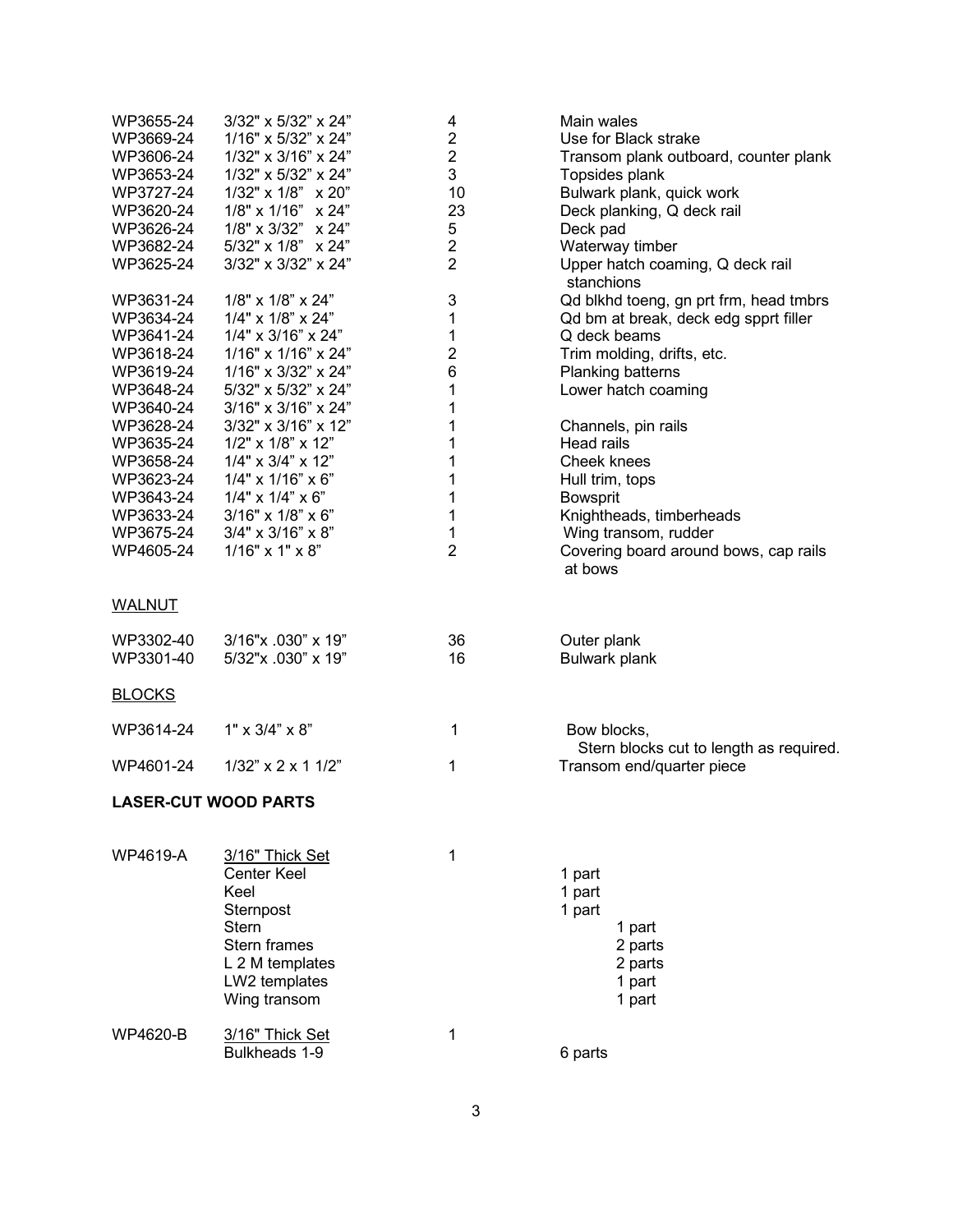| | | | |
|---|---|---|---|
| WP3655-24 | 3/32" x 5/32" x 24" | 4 | Main wales |
| WP3669-24 | 1/16" x 5/32" x 24" | 2 | Use for Black strake |
| WP3606-24 | 1/32" x 3/16" x 24" | 2 | Transom plank outboard, counter plank |
| WP3653-24 | 1/32" x 5/32" x 24" | 3 | Topsides plank |
| WP3727-24 | 1/32" x 1/8" x 20" | 10 | Bulwark plank, quick work |
| WP3620-24 | 1/8" x 1/16" x 24" | 23 | Deck planking, Q deck rail |
| WP3626-24 | 1/8" x 3/32" x 24" | 5 | Deck pad |
| WP3682-24 | 5/32" x 1/8" x 24" | 2 | Waterway timber |
| WP3625-24 | 3/32" x 3/32" x 24" | 2 | Upper hatch coaming, Q deck rail stanchions |
| WP3631-24 | 1/8" x 1/8" x 24" | 3 | Qd blkhd toeng, gn prt frm, head tmbrs |
| WP3634-24 | 1/4" x 1/8" x 24" | 1 | Qd bm at break, deck edg spprt filler |
| WP3641-24 | 1/4" x 3/16" x 24" | 1 | Q deck beams |
| WP3618-24 | 1/16" x 1/16" x 24" | 2 | Trim molding, drifts, etc. |
| WP3619-24 | 1/16" x 3/32" x 24" | 6 | Planking battens |
| WP3648-24 | 5/32" x 5/32" x 24" | 1 | Lower hatch coaming |
| WP3640-24 | 3/16" x 3/16" x 24" | 1 | |
| WP3628-24 | 3/32" x 3/16" x 12" | 1 | Channels, pin rails |
| WP3635-24 | 1/2" x 1/8" x 12" | 1 | Head rails |
| WP3658-24 | 1/4" x 3/4" x 12" | 1 | Cheek knees |
| WP3623-24 | 1/4" x 1/16" x 6" | 1 | Hull trim, tops |
| WP3643-24 | 1/4" x 1/4" x 6" | 1 | Bowsprit |
| WP3633-24 | 3/16" x 1/8" x 6" | 1 | Knightheads, timberheads |
| WP3675-24 | 3/4" x 3/16" x 8" | 1 | Wing transom, rudder |
| WP4605-24 | 1/16" x 1" x 8" | 2 | Covering board around bows, cap rails at bows |

<u>WALNUT</u>

| | | | |
|---|---|---|---|
| WP3302-40 | 3/16"x .030" x 19" | 36 | Outer plank |
| WP3301-40 | 5/32"x .030" x 19" | 16 | Bulwark plank |

<u>BLOCKS</u>

| | | | |
|---|---|---|---|
| WP3614-24 | 1" x 3/4" x 8" | 1 | Bow blocks, Stern blocks cut to length as required. |
| WP4601-24 | 1/32" x 2 x 1 1/2" | 1 | Transom end/quarter piece |

**LASER-CUT WOOD PARTS**

| | | | |
|---|---|---|---|
| WP4619-A | <u>3/16" Thick Set</u> | 1 | |
| | Center Keel | | 1 part |
| | Keel | | 1 part |
| | Sternpost | | 1 part |
| | Stern | | 1 part |
| | Stern frames | | 2 parts |
| | L 2 M templates | | 2 parts |
| | LW2 templates | | 1 part |
| | Wing transom | | 1 part |
| WP4620-B | <u>3/16" Thick Set</u> | 1 | |
| | Bulkheads 1-9 | | 6 parts |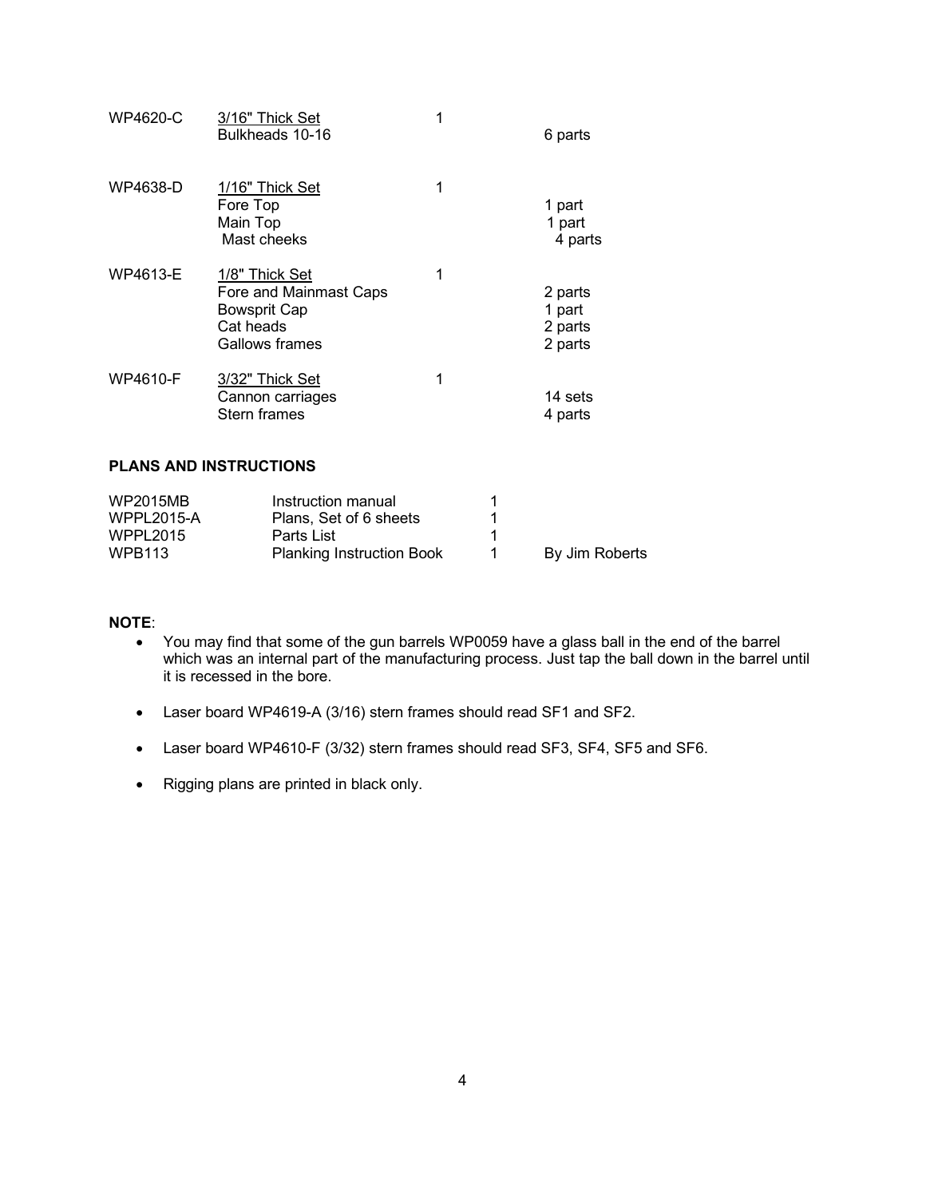| | | | |
|---|---|---|---|
| WP4620-C | 3/16" Thick Set | 1 | |
| | Bulkheads 10-16 | | 6 parts |
| WP4638-D | 1/16" Thick Set | 1 | |
| | Fore Top | | 1 part |
| | Main Top | | 1 part |
| | Mast cheeks | | 4 parts |
| WP4613-E | 1/8" Thick Set | 1 | |
| | Fore and Mainmast Caps | | 2 parts |
| | Bowsprit Cap | | 1 part |
| | Cat heads | | 2 parts |
| | Gallows frames | | 2 parts |
| WP4610-F | 3/32" Thick Set | 1 | |
| | Cannon carriages | | 14 sets |
| | Stern frames | | 4 parts |

**PLANS AND INSTRUCTIONS**

| | | | |
|---|---|---|---|
| WP2015MB | Instruction manual | 1 | |
| WPPL2015-A | Plans, Set of 6 sheets | 1 | |
| WPPL2015 | Parts List | 1 | |
| WPB113 | Planking Instruction Book | 1 | By Jim Roberts |

**NOTE**:

- You may find that some of the gun barrels WP0059 have a glass ball in the end of the barrel which was an internal part of the manufacturing process. Just tap the ball down in the barrel until it is recessed in the bore.
- Laser board WP4619-A (3/16) stern frames should read SF1 and SF2.
- Laser board WP4610-F (3/32) stern frames should read SF3, SF4, SF5 and SF6.
- Rigging plans are printed in black only.